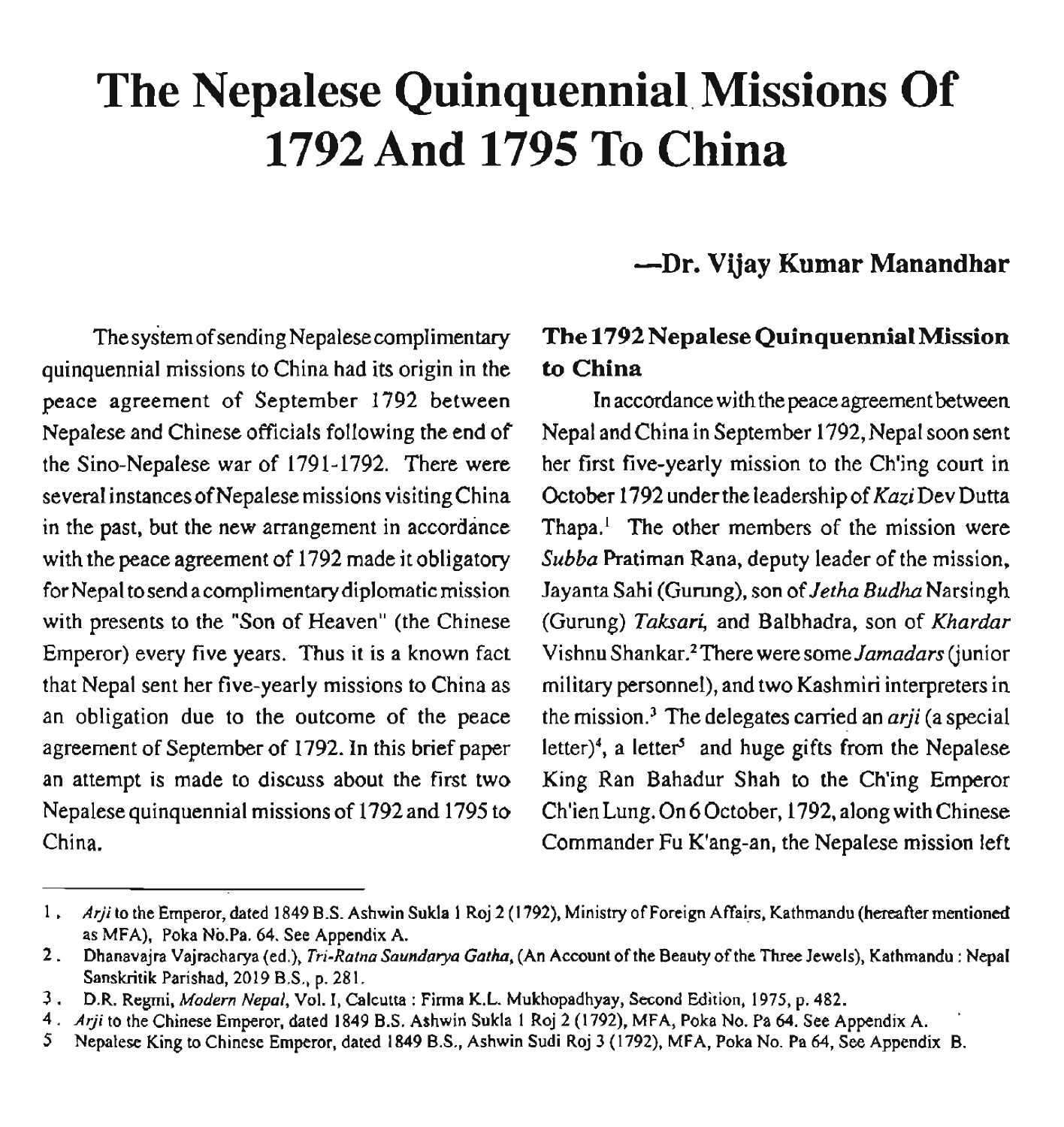# The Nepalese Quinquennial Missions Of 1792 And 1795 To China

**—Dr. Vijay Kumar Manandhar**

The system of sending Nepalese complimentary quinquennial missions to China had its origin in the peace agreement of September 1792 between Nepalese and Chinese officials following the end of the Sino-Nepalese war of 1791-1792. There were several instances of Nepalese missions visiting China in the past, but the new arrangement in accordance with the peace agreement of 1792 made it obligatory for Nepal to send a complimentary diplomatic mission with presents to the "Son of Heaven" (the Chinese Emperor) every five years. Thus it is a known fact that Nepal sent her five-yearly missions to China as an obligation due to the outcome of the peace agreement of September of 1792. In this brief paper an attempt is made to discuss about the first two Nepalese quinquennial missions of 1792 and 1795 to China.

## The 1792 Nepalese Quinquennial Mission to China

In accordance with the peace agreement between Nepal and China in September 1792, Nepal soon sent her first five-yearly mission to the Ch'ing court in October 1792 under the leadership of *Kazi* Dev Dutta Thapa.[1] The other members of the mission were *Subba* Pratiman Rana, deputy leader of the mission, Jayanta Sahi (Gurung), son of *Jetha Budha* Narsingh (Gurung) *Taksari*, and Balbhadra, son of *Khardar* Vishnu Shankar.[2] There were some *Jamadars* (junior military personnel), and two Kashmiri interpreters in the mission.[3] The delegates carried an *arji* (a special letter)[4], a letter[5] and huge gifts from the Nepalese King Ran Bahadur Shah to the Ch'ing Emperor Ch'ien Lung. On 6 October, 1792, along with Chinese Commander Fu K'ang-an, the Nepalese mission left

---

1. *Arji* to the Emperor, dated 1849 B.S. Ashwin Sukla 1 Roj 2 (1792), Ministry of Foreign Affairs, Kathmandu (hereafter mentioned as MFA), Poka No.Pa. 64. See Appendix A.
2. Dhanavajra Vajracharya (ed.), *Tri-Ratna Saundarya Gatha*, (An Account of the Beauty of the Three Jewels), Kathmandu : Nepal Sanskritik Parishad, 2019 B.S., p. 281.
3. D.R. Regmi, *Modern Nepal*, Vol. I, Calcutta : Firma K.L. Mukhopadhyay, Second Edition, 1975, p. 482.
4. *Arji* to the Chinese Emperor, dated 1849 B.S. Ashwin Sukla 1 Roj 2 (1792), MFA, Poka No. Pa 64. See Appendix A.
5. Nepalese King to Chinese Emperor, dated 1849 B.S., Ashwin Sudi Roj 3 (1792), MFA, Poka No. Pa 64, See Appendix B.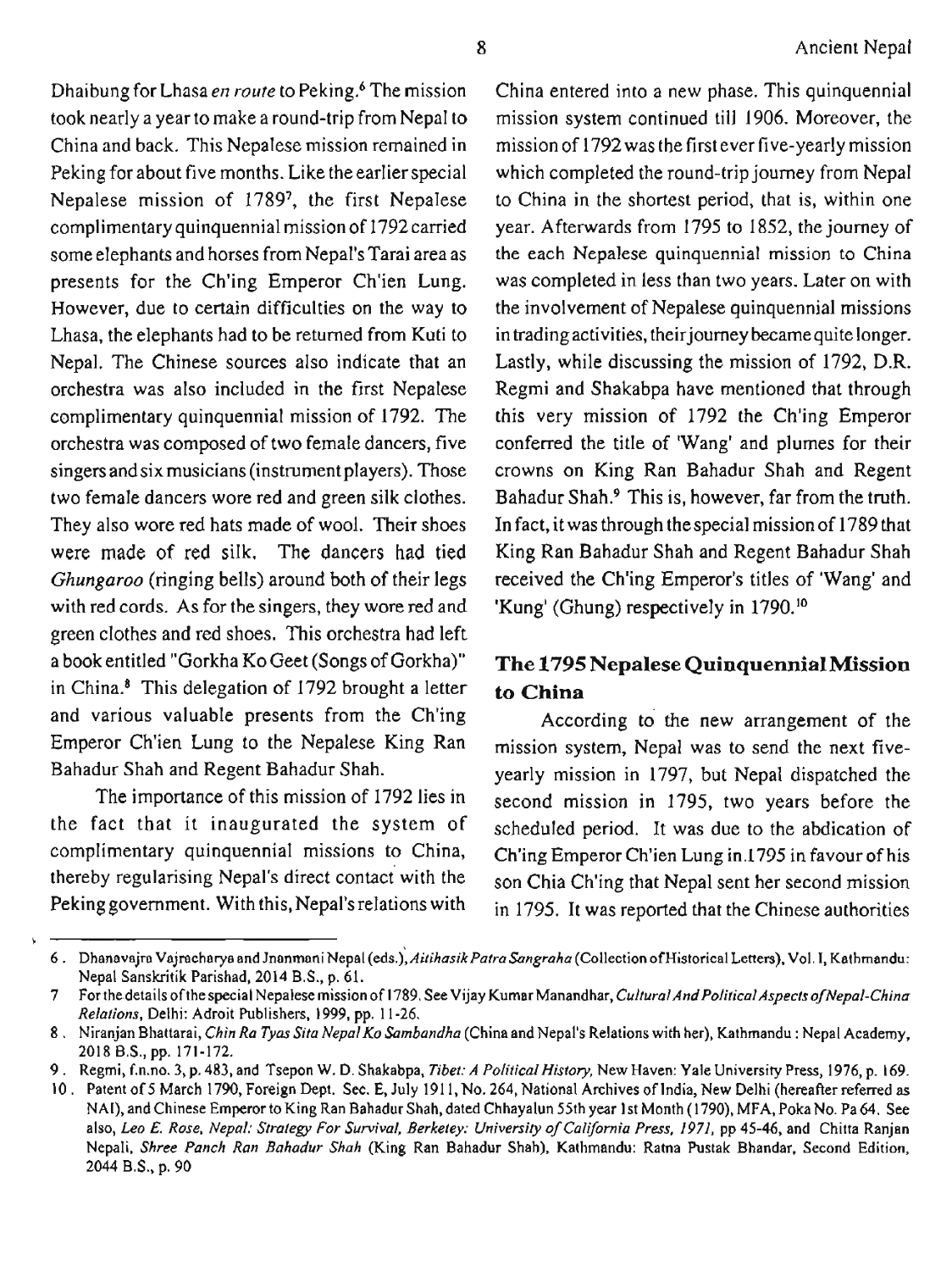Dhaibung for Lhasa *en route* to Peking.[6] The mission took nearly a year to make a round-trip from Nepal to China and back. This Nepalese mission remained in Peking for about five months. Like the earlier special Nepalese mission of 1789[7], the first Nepalese complimentary quinquennial mission of 1792 carried some elephants and horses from Nepal's Tarai area as presents for the Ch'ing Emperor Ch'ien Lung. However, due to certain difficulties on the way to Lhasa, the elephants had to be returned from Kuti to Nepal. The Chinese sources also indicate that an orchestra was also included in the first Nepalese complimentary quinquennial mission of 1792. The orchestra was composed of two female dancers, five singers and six musicians (instrument players). Those two female dancers wore red and green silk clothes. They also wore red hats made of wool. Their shoes were made of red silk. The dancers had tied *Ghungaroo* (ringing bells) around both of their legs with red cords. As for the singers, they wore red and green clothes and red shoes. This orchestra had left a book entitled "Gorkha Ko Geet (Songs of Gorkha)" in China.[8] This delegation of 1792 brought a letter and various valuable presents from the Ch'ing Emperor Ch'ien Lung to the Nepalese King Ran Bahadur Shah and Regent Bahadur Shah.

The importance of this mission of 1792 lies in the fact that it inaugurated the system of complimentary quinquennial missions to China, thereby regularising Nepal's direct contact with the Peking government. With this, Nepal's relations with China entered into a new phase. This quinquennial mission system continued till 1906. Moreover, the mission of 1792 was the first ever five-yearly mission which completed the round-trip journey from Nepal to China in the shortest period, that is, within one year. Afterwards from 1795 to 1852, the journey of the each Nepalese quinquennial mission to China was completed in less than two years. Later on with the involvement of Nepalese quinquennial missions in trading activities, their journey became quite longer. Lastly, while discussing the mission of 1792, D.R. Regmi and Shakabpa have mentioned that through this very mission of 1792 the Ch'ing Emperor conferred the title of 'Wang' and plumes for their crowns on King Ran Bahadur Shah and Regent Bahadur Shah.[9] This is, however, far from the truth. In fact, it was through the special mission of 1789 that King Ran Bahadur Shah and Regent Bahadur Shah received the Ch'ing Emperor's titles of 'Wang' and 'Kung' (Ghung) respectively in 1790.[10]

## The 1795 Nepalese Quinquennial Mission to China

According to the new arrangement of the mission system, Nepal was to send the next five-yearly mission in 1797, but Nepal dispatched the second mission in 1795, two years before the scheduled period. It was due to the abdication of Ch'ing Emperor Ch'ien Lung in 1795 in favour of his son Chia Ch'ing that Nepal sent her second mission in 1795. It was reported that the Chinese authorities

---

6. Dhanavajra Vajracharya and Jnanmani Nepal (eds.), *Aitihasik Patra Sangraha* (Collection of Historical Letters), Vol. I, Kathmandu: Nepal Sanskritik Parishad, 2014 B.S., p. 61.

7. For the details of the special Nepalese mission of 1789. See Vijay Kumar Manandhar, *Cultural And Political Aspects of Nepal-China Relations*, Delhi: Adroit Publishers, 1999, pp. 11-26.

8. Niranjan Bhattarai, *Chin Ra Tyas Sita Nepal Ko Sambandha* (China and Nepal's Relations with her), Kathmandu : Nepal Academy, 2018 B.S., pp. 171-172.

9. Regmi, f.n.no. 3, p. 483, and Tsepon W. D. Shakabpa, *Tibet: A Political History*, New Haven: Yale University Press, 1976, p. 169.

10. Patent of 5 March 1790, Foreign Dept. Sec. E, July 1911, No. 264, National Archives of India, New Delhi (hereafter referred as NAI), and Chinese Emperor to King Ran Bahadur Shah, dated Chhayalun 55th year 1st Month (1790), MFA, Poka No. Pa 64. See also, *Leo E. Rose, Nepal: Strategy For Survival, Berkeley: University of California Press, 1971*, pp 45-46, and Chitta Ranjan Nepali, *Shree Panch Ran Bahadur Shah* (King Ran Bahadur Shah), Kathmandu: Ratna Pustak Bhandar, Second Edition, 2044 B.S., p. 90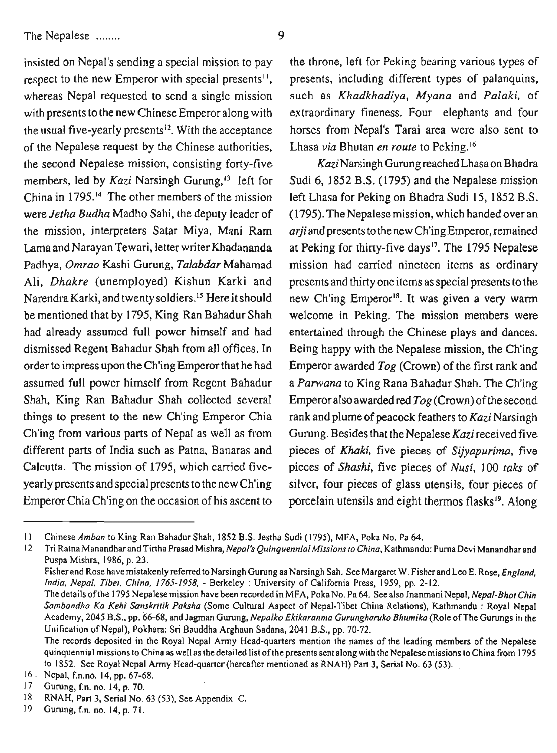insisted on Nepal's sending a special mission to pay respect to the new Emperor with special presents[11], whereas Nepal requested to send a single mission with presents to the new Chinese Emperor along with the usual five-yearly presents[12]. With the acceptance of the Nepalese request by the Chinese authorities, the second Nepalese mission, consisting forty-five members, led by *Kazi* Narsingh Gurung,[13] left for China in 1795.[14] The other members of the mission were *Jetha Budha* Madho Sahi, the deputy leader of the mission, interpreters Satar Miya, Mani Ram Lama and Narayan Tewari, letter writer Khadananda Padhya, *Omrao* Kashi Gurung, *Talabdar* Mahamad Ali, *Dhakre* (unemployed) Kishun Karki and Narendra Karki, and twenty soldiers.[15] Here it should be mentioned that by 1795, King Ran Bahadur Shah had already assumed full power himself and had dismissed Regent Bahadur Shah from all offices. In order to impress upon the Ch'ing Emperor that he had assumed full power himself from Regent Bahadur Shah, King Ran Bahadur Shah collected several things to present to the new Ch'ing Emperor Chia Ch'ing from various parts of Nepal as well as from different parts of India such as Patna, Banaras and Calcutta. The mission of 1795, which carried five-yearly presents and special presents to the new Ch'ing Emperor Chia Ch'ing on the occasion of his ascent to the throne, left for Peking bearing various types of presents, including different types of palanquins, such as *Khadkhadiya*, *Myana* and *Palaki*, of extraordinary fineness. Four elephants and four horses from Nepal's Tarai area were also sent to Lhasa *via* Bhutan *en route* to Peking.[16]

*Kazi* Narsingh Gurung reached Lhasa on Bhadra Sudi 6, 1852 B.S. (1795) and the Nepalese mission left Lhasa for Peking on Bhadra Sudi 15, 1852 B.S. (1795). The Nepalese mission, which handed over an *arji* and presents to the new Ch'ing Emperor, remained at Peking for thirty-five days[17]. The 1795 Nepalese mission had carried nineteen items as ordinary presents and thirty one items as special presents to the new Ch'ing Emperor[18]. It was given a very warm welcome in Peking. The mission members were entertained through the Chinese plays and dances. Being happy with the Nepalese mission, the Ch'ing Emperor awarded *Tog* (Crown) of the first rank and a *Parwana* to King Rana Bahadur Shah. The Ch'ing Emperor also awarded red *Tog* (Crown) of the second rank and plume of peacock feathers to *Kazi* Narsingh Gurung. Besides that the Nepalese *Kazi* received five pieces of *Khaki*, five pieces of *Sijyapurima*, five pieces of *Shashi*, five pieces of *Nusi*, 100 *taks* of silver, four pieces of glass utensils, four pieces of porcelain utensils and eight thermos flasks[19]. Along

---

11 Chinese *Amban* to King Ran Bahadur Shah, 1852 B.S. Jestha Sudi (1795), MFA, Poka No. Pa 64.

12 Tri Ratna Manandhar and Tirtha Prasad Mishra, *Nepal's Quinquennial Missions to China*, Kathmandu: Purna Devi Manandhar and Puspa Mishra, 1986, p. 23.

Fisher and Rose have mistakenly referred to Narsingh Gurung as Narsingh Sah. See Margaret W. Fisher and Leo E. Rose, *England, India, Nepal, Tibet, China, 1765-1958*, - Berkeley : University of California Press, 1959, pp. 2-12.

The details of the 1795 Nepalese mission have been recorded in MFA, Poka No. Pa 64. See also Jnanmani Nepal, *Nepal-Bhot Chin Sambandha Ka Kehi Sanskritik Paksha* (Some Cultural Aspect of Nepal-Tibet China Relations), Kathmandu : Royal Nepal Academy, 2045 B.S., pp. 66-68, and Jagman Gurung, *Nepalko Ekikaranma Gurungharuko Bhumika* (Role of The Gurungs in the Unification of Nepal), Pokhara: Sri Bauddha Arghaun Sadana, 2041 B.S., pp. 70-72.

The records deposited in the Royal Nepal Army Head-quarters mention the names of the leading members of the Nepalese quinquennial missions to China as well as the detailed list of the presents sent along with the Nepalese missions to China from 1795 to 1852. See Royal Nepal Army Head-quarter (hereafter mentioned as RNAH) Part 3, Serial No. 63 (53).

16 Nepal, f.n.no. 14, pp. 67-68.

17 Gurung, f.n. no. 14, p. 70.

18 RNAH, Part 3, Serial No. 63 (53), See Appendix C.

19 Gurung, f.n. no. 14, p. 71.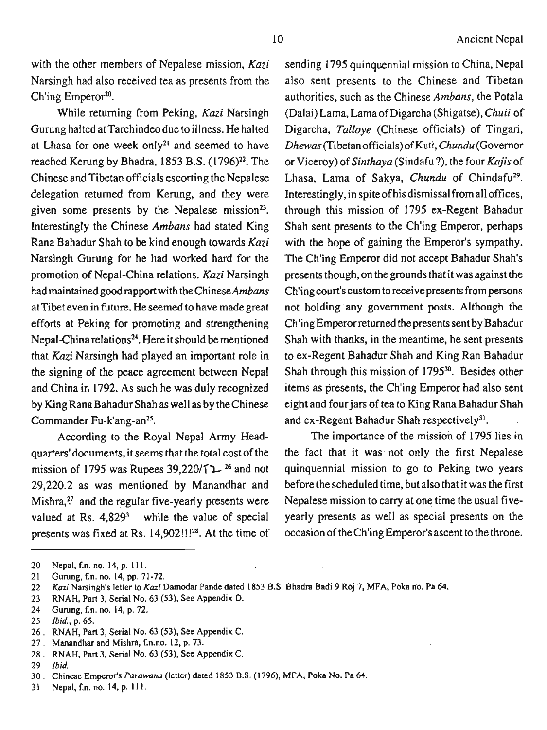with the other members of Nepalese mission, *Kazi* Narsingh had also received tea as presents from the Ch'ing Emperor[20].

While returning from Peking, *Kazi* Narsingh Gurung halted at Tarchindeo due to illness. He halted at Lhasa for one week only[21] and seemed to have reached Kerung by Bhadra, 1853 B.S. (1796)[22]. The Chinese and Tibetan officials escorting the Nepalese delegation returned from Kerung, and they were given some presents by the Nepalese mission[23]. Interestingly the Chinese *Ambans* had stated King Rana Bahadur Shah to be kind enough towards *Kazi* Narsingh Gurung for he had worked hard for the promotion of Nepal-China relations. *Kazi* Narsingh had maintained good rapport with the Chinese *Ambans* at Tibet even in future. He seemed to have made great efforts at Peking for promoting and strengthening Nepal-China relations[24]. Here it should be mentioned that *Kazi* Narsingh had played an important role in the signing of the peace agreement between Nepal and China in 1792. As such he was duly recognized by King Rana Bahadur Shah as well as by the Chinese Commander Fu-k'ang-an[25].

According to the Royal Nepal Army Headquarters' documents, it seems that the total cost of the mission of 1795 was Rupees 39,220/१२ [26] and not 29,220.2 as was mentioned by Manandhar and Mishra,[27] and the regular five-yearly presents were valued at Rs. 4,829[3] while the value of special presents was fixed at Rs. 14,902!!![28]. At the time of sending 1795 quinquennial mission to China, Nepal also sent presents to the Chinese and Tibetan authorities, such as the Chinese *Ambans*, the Potala (Dalai) Lama, Lama of Digarcha (Shigatse), *Chuii* of Digarcha, *Talloye* (Chinese officials) of Tingari, *Dhewas* (Tibetan officials) of Kuti, *Chundu* (Governor or Viceroy) of *Sinthaya* (Sindafu ?), the four *Kajis* of Lhasa, Lama of Sakya, *Chundu* of Chindafu[29]. Interestingly, in spite of his dismissal from all offices, through this mission of 1795 ex-Regent Bahadur Shah sent presents to the Ch'ing Emperor, perhaps with the hope of gaining the Emperor's sympathy. The Ch'ing Emperor did not accept Bahadur Shah's presents though, on the grounds that it was against the Ch'ing court's custom to receive presents from persons not holding any government posts. Although the Ch'ing Emperor returned the presents sent by Bahadur Shah with thanks, in the meantime, he sent presents to ex-Regent Bahadur Shah and King Ran Bahadur Shah through this mission of 1795[30]. Besides other items as presents, the Ch'ing Emperor had also sent eight and four jars of tea to King Rana Bahadur Shah and ex-Regent Bahadur Shah respectively[31].

The importance of the mission of 1795 lies in the fact that it was not only the first Nepalese quinquennial mission to go to Peking two years before the scheduled time, but also that it was the first Nepalese mission to carry at one time the usual five-yearly presents as well as special presents on the occasion of the Ch'ing Emperor's ascent to the throne.

---

20 Nepal, f.n. no. 14, p. 111.

21 Gurung, f.n. no. 14, pp. 71-72.

22 *Kazi* Narsingh's letter to *Kazi* Damodar Pande dated 1853 B.S. Bhadra Badi 9 Roj 7, MFA, Poka no. Pa 64.

23 RNAH, Part 3, Serial No. 63 (53), See Appendix D.

24 Gurung, f.n. no. 14, p. 72.

25 *Ibid.*, p. 65.

26 RNAH, Part 3, Serial No. 63 (53), See Appendix C.

27 Manandhar and Mishra, f.n.no. 12, p. 73.

28 RNAH, Part 3, Serial No. 63 (53), See Appendix C.

29 *Ibid.*

30 Chinese Emperor's *Parawana* (letter) dated 1853 B.S. (1796), MFA, Poka No. Pa 64.

31 Nepal, f.n. no. 14, p. 111.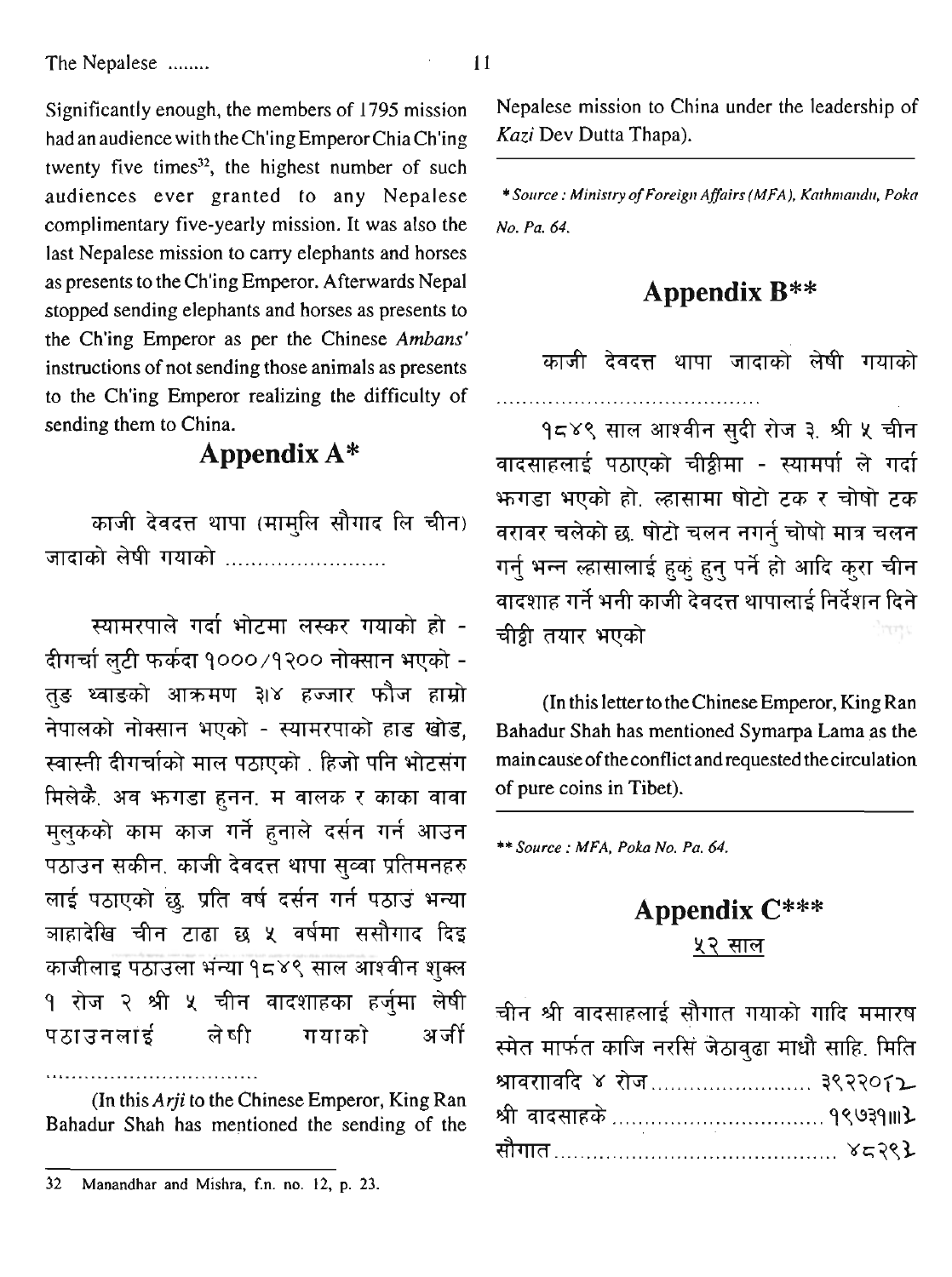Significantly enough, the members of 1795 mission had an audience with the Ch'ing Emperor Chia Ch'ing twenty five times[32], the highest number of such audiences ever granted to any Nepalese complimentary five-yearly mission. It was also the last Nepalese mission to carry elephants and horses as presents to the Ch'ing Emperor. Afterwards Nepal stopped sending elephants and horses as presents to the Ch'ing Emperor as per the Chinese *Ambans'* instructions of not sending those animals as presents to the Ch'ing Emperor realizing the difficulty of sending them to China.

## Appendix A*

काजी देवदत्त थापा (मामुलि सौगाद लि चीन) जादाको लेषी गयाको ..........................

स्यामरपाले गर्दा भोटमा लस्कर गयाको हो - दीगर्चा लुटी फर्कदा १०००/१२०० नोक्सान भएको - तुङ थ्वाङको आक्रमण ३।४ हज्जार फौज हाम्रो नेपालको नोक्सान भएको - स्यामरपाको हाड खोड, स्वास्नी दीगर्चाको माल पठाएको . हिजो पनि भोटसंग मिलेकै. अव झगडा हुनन. म वालक र काका वावा मुलुकको काम काज गर्ने हुनाले दर्सन गर्न आउन पठाउन सकीन. काजी देवदत्त थापा सुव्वा प्रतिमनहरु लाई पठाएको छु. प्रति वर्ष दर्सन गर्न पठाउं भन्या जाहादेखि चीन टाढा छ ५ वर्षमा ससौगाद दिइ काजीलाइ पठाउला भंन्या १८४९ साल आश्वीन शुक्ल १ रोज २ श्री ५ चीन वादशाहका हर्जुमा लेषी पठाउनलाई लेषी गयाको अर्जी

..................................

(In this *Arji* to the Chinese Emperor, King Ran Bahadur Shah has mentioned the sending of the Nepalese mission to China under the leadership of *Kazi* Dev Dutta Thapa).

*\* Source : Ministry of Foreign Affairs (MFA), Kathmandu, Poka No. Pa. 64.*

## Appendix B**

काजी देवदत्त थापा जादाको लेषी गयाको ..........................................

१८४९ साल आश्वीन सुदी रोज ३. श्री ५ चीन वादसाहलाई पठाएको चीठीमा - स्यामर्पा ले गर्दा झगडा भएको हो. ल्हासामा षोटो टक र चोषो टक वरावर चलेको छ. षोटो चलन नगर्नु चोषो मात्र चलन गर्नु भन्न ल्हासालाई हुकं हुनु पर्ने हो आदि कुरा चीन वादशाह गर्ने भनी काजी देवदत्त थापालाई निर्देशन दिने चीठ्ठी तयार भएको

(In this letter to the Chinese Emperor, King Ran Bahadur Shah has mentioned Symarpa Lama as the main cause of the conflict and requested the circulation of pure coins in Tibet).

*\*\* Source : MFA, Poka No. Pa. 64.*

## Appendix C***

<u>५२ साल</u>

चीन श्री वादसाहलाई सौगात गयाको गादि ममारष स्मेत मार्फत काजि नरसिं जेठावुढा माधौ साहि. मिति श्रावरावदि ४ रोज.......................... ३९२२०।२
श्री वादसाहके ................................. १९७३१॥।३
सौगात........................................... ४८२९३

---

32 Manandhar and Mishra, f.n. no. 12, p. 23.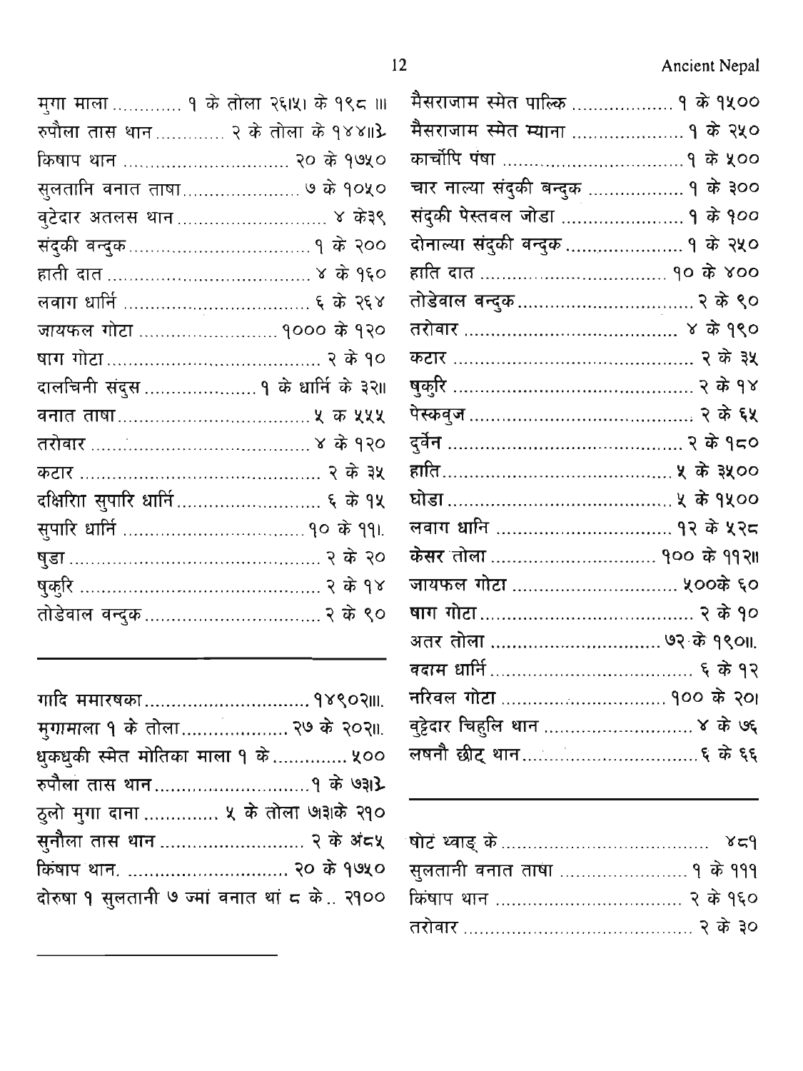मुगा माला ............ १ के तोला २६।५। के १९८ ।॥

रुपौला तास थान ............ २ के तोला के १४४॥३

किषाप थान .............................. २० के १७५०

सुलतानि वनात ताषा..................... ७ के १०५०

वुटेदार अतलस थान ............................ ४ के३९

संदुकी वन्दुक.................................१ के २००

हाती दात ..................................... ४ के १६०

लवाग धार्नि .................................. ६ के २६४

जायफल गोटा ......................... १००० के १२०

षाग गोटा...................................... २ के १०

दालचिनी संदुस .................... १ के धार्नि के ३२॥

वनात ताषा..................................५ क ५५५

तरोवार ........................................ ४ के १२०

कटार ........................................... २ के ३५

दक्षिरिा सुपारि धार्नि.......................... ६ के १५

सुपारि धार्नि ................................ १० के ११।

षुडा ............................................. २ के २०

षुकुरि .......................................... २ के १४

तोडेवाल वन्दुक................................ २ के ९०

---

गादि ममारषका.............................. १४९०२।॥.

मुगामाला १ के तोला.................... २७ के २०२॥.

धुकधुकी स्मेत मोतिका माला १ के............. ५००

रुपौला तास थान.............................१ के ७३॥३

ठुलो मुगा दाना ............. ५ के तोला ७३।के २१०

सुनौला तास थान .......................... २ के अं८५

किंषाप थान. .............................. २० के १७५०

दोरुषा १ सुलतानी ७ ज्मां वनात थां ८ के.. २१००

---

मैसराजाम स्मेत पाल्कि ................... १ के १५००

मैसराजाम स्मेत म्याना ..................... १ के २५०

कार्चोपि पंषा .................................१ के ५००

चार नाल्या संदुकी बन्दुक ................. १ के ३००

संदुकी पेस्तवल जोडा ........................ १ के १००

दोनाल्या संदुकी वन्दुक...................... १ के २५०

हाति दात ................................... १० के ४००

तोडेवाल वन्दुक................................ २ के ९०

तरोवार ........................................ ४ के १९०

कटार ........................................... २ के ३५

षुकुरि ........................................... २ के १४

पेस्कवुज ......................................... २ के ६५

दुर्वेन ............................................ २ के १८०

हाति.............................................. ५ के ३५००

घोडा ............................................ ५ के १५००

लवाग धानि ................................. १२ के ५२८

केसर तोला ................................ १०० के ११२॥

जायफल गोटा ............................... ५००के ६०

षाग गोटा....................................... २ के १०

अतर तोला ................................. ७२ के १९०॥.

वदाम धार्नि ..................................... ६ के १२

नरिवल गोटा ............................... १०० के २०।

वुट्टेदार चिहुलि थान ............................ ४ के ७६

लषनौ छीट् थान................................६ के ६६

---

षोटं थ्वाङ् के ......................................... ४८१

सुलतानी वनात ताषा ........................ १ के १११

किंषाप थान .................................... २ के १६०

तरोवार ........................................... २ के ३०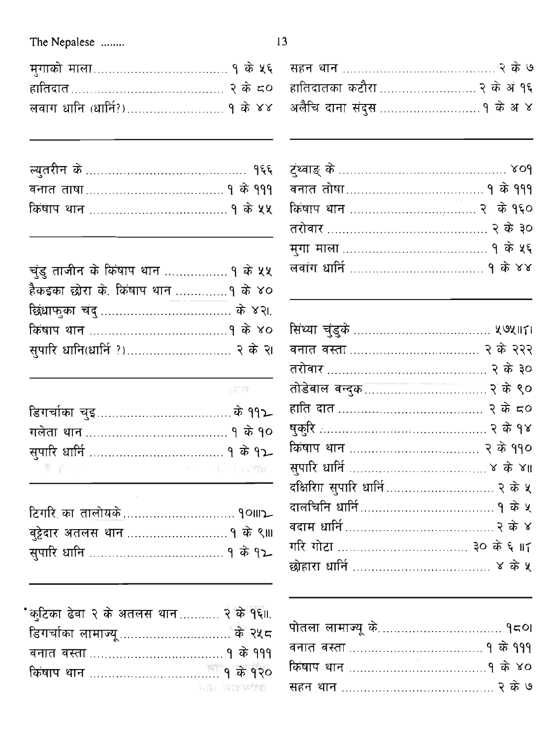मुगाको माला.................................. १ के ५६
हातिदात.......................................... २ के ८०
लवाग धानि (धार्नि?).......................... १ के ४४

---

ल्युतरीन के.......................................... १६६
वनात ताषा.................................... १ के १११
किंषाप थान .................................... १ के ५५

---

चुंडु ताजीन के किंषाप थान ................ १ के ५५
हैकइका छोरा के. किंषाप थान ............. १ के ४०
छिंधाफुका चंदु .................................. के ४२।.
किंषाप थान ..................................... १ के ४०
सुपारि धानि(धार्नि ?)........................... २ के २।

---

डिगर्चाका चुइ....................................... के ११२
गलेता थान ....................................... १ के १०
सुपारि धार्नि ..................................... १ के १२

---

टिगरि का तालोयके.............................. १०॥२
वुट्टेदार अतलस थान ........................... १ के ९॥।
सुपारि धानि ...................................... १ के १२

---

•कुटिका ढेवा २ के अतलस थान........... २ के १६॥.
डिगर्चाका लामाज्यू................................ के २५८
वनात वस्ता ..................................... १ के १११
किंषाप थान ..................................... १ के १२०

---

सहन थान ......................................... २ के ७
हातिदातका कटौरा .......................... २ के अं १६
अलैचि दाना संदुस ............................ १ के अ ४

---

टुंथ्वाङ् के ............................................. ४०१
वनात तोषा..................................... १ के १११
किंषाप थान .................................... २ के १६०
तरोवार .......................................... २ के ३०
मुगा माला ...................................... १ के ५६
लवांग धार्नि .................................... १ के ४४

---

सिंध्या चुंडुके ...................................... ५७५॥८।
वनात वस्ता .................................. २ के २२२
तरोवार .......................................... २ के ३०
तोडेवाल वन्दुक................................ २ के ९०
हाति दात ....................................... २ के ८०
षुकुरि ............................................ २ के १४
किंषाप थान .................................. २ के ११०
सुपारि धार्नि .................................... ४ के ४॥
दक्षिरिा सुपारि धार्नि............................ २ के ५
दालचिनि धार्नि.................................. १ के ५
वदाम धार्नि....................................... २ के ४
गरि गोटा .................................. ३० के ६ ॥८
छोहारा धार्नि ..................................... ४ के ५

---

पोतला लामाज्यू के................................ १८०।
वनात वस्ता .................................... १ के १११
किंषाप थान ..................................... १ के ४०
सहन थान ........................................ २ के ७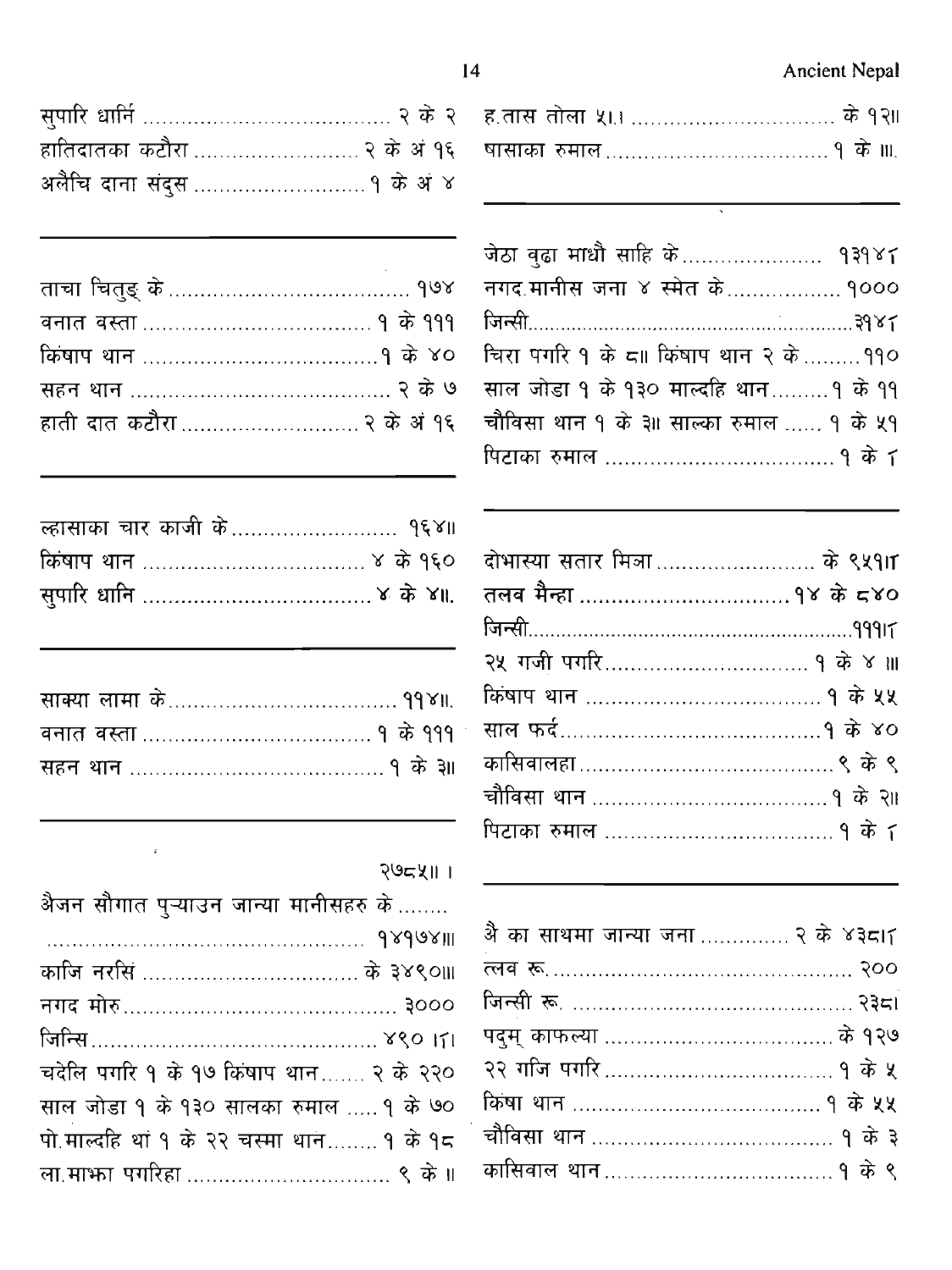सुपारि धार्नि ....................................... २ के २

हातिदातका कटौरा ........................... २ के अं १६

अलैचि दाना संदुस ........................... १ के अं ४

---

ताचा चितुङ् के ....................................... १७४

वनात वस्ता .................................... १ के १११

किंषाप थान .....................................१ के ४०

सहन थान ......................................... २ के ७

हाती दात कटौरा ............................. २ के अं १६

---

ल्हासाका चार काजी के........................... १६४॥

किंषाप थान .................................. ४ के १६०

सुपारि धानि .................................... ४ के ४॥.

---

साक्या लामा के.................................. ११४॥.

वनात वस्ता .................................... १ के १११

सहन थान ......................................... १ के ३॥

---

२७८५॥ ।

अैजन सौगात पुऱ्याउन जान्या मानीसहरु के ........

................................................... १४१७४॥।

काजि नरसिं .................................. के ३४९०॥।

नगद मोरु.......................................... ३०००

जिन्सि............................................. ४९० ।८।

चदेलि पगरि १ के १७ किंषाप थान....... २ के २२०

साल जोडा १ के १३० सालका रुमाल ..... १ के ७०

पो.माल्दहि थां १ के २२ चस्मा थान........ १ के १८

ला.माझा पगरिहा ................................ ९ के ॥

ह.तास तोला ५।.। ................................ के १२॥

षासाका रुमाल.................................... १ के ॥।.

---

जेठा वुढा माधौ साहि के...................... १३१४८

नगद.मानीस जना ४ स्मेत के................. १०००

जिन्सी.......................................................३१४८

चिरा पगरि १ के ८॥ किंषाप थान २ के .........११०

साल जोडा १ के १३० माल्दहि थान.........१ के ११

चौविसा थान १ के ३॥ साल्का रुमाल ...... १ के ५१

पिटाका रुमाल .................................... १ के ८

---

दोभास्या सतार मिञा......................... के ९५१।८

तलव मैन्हा ................................ १४ के ८४०

जिन्सी.......................................................१११।८

२५ गजी पगरि................................ १ के ४ ।।।

किंषाप थान ..................................... १ के ५५

साल फर्द.........................................१ के ४०

कासिवालहा........................................ ९ के ९

चौविसा थान ..................................... १ के २॥

पिटाका रुमाल .................................... १ के ८

---

अै का साथमा जान्या जना ............. २ के ४३८।८

त्लव रू. ................................................ २००

जिन्सी रू. ........................................... २३८।

पदुम् काफल्या .................................. के १२७

२२ गजि पगरि.................................... १ के ५

किंषा थान ....................................... १ के ५५

चौविसा थान ...................................... १ के ३

कासिवाल थान.................................... १ के ९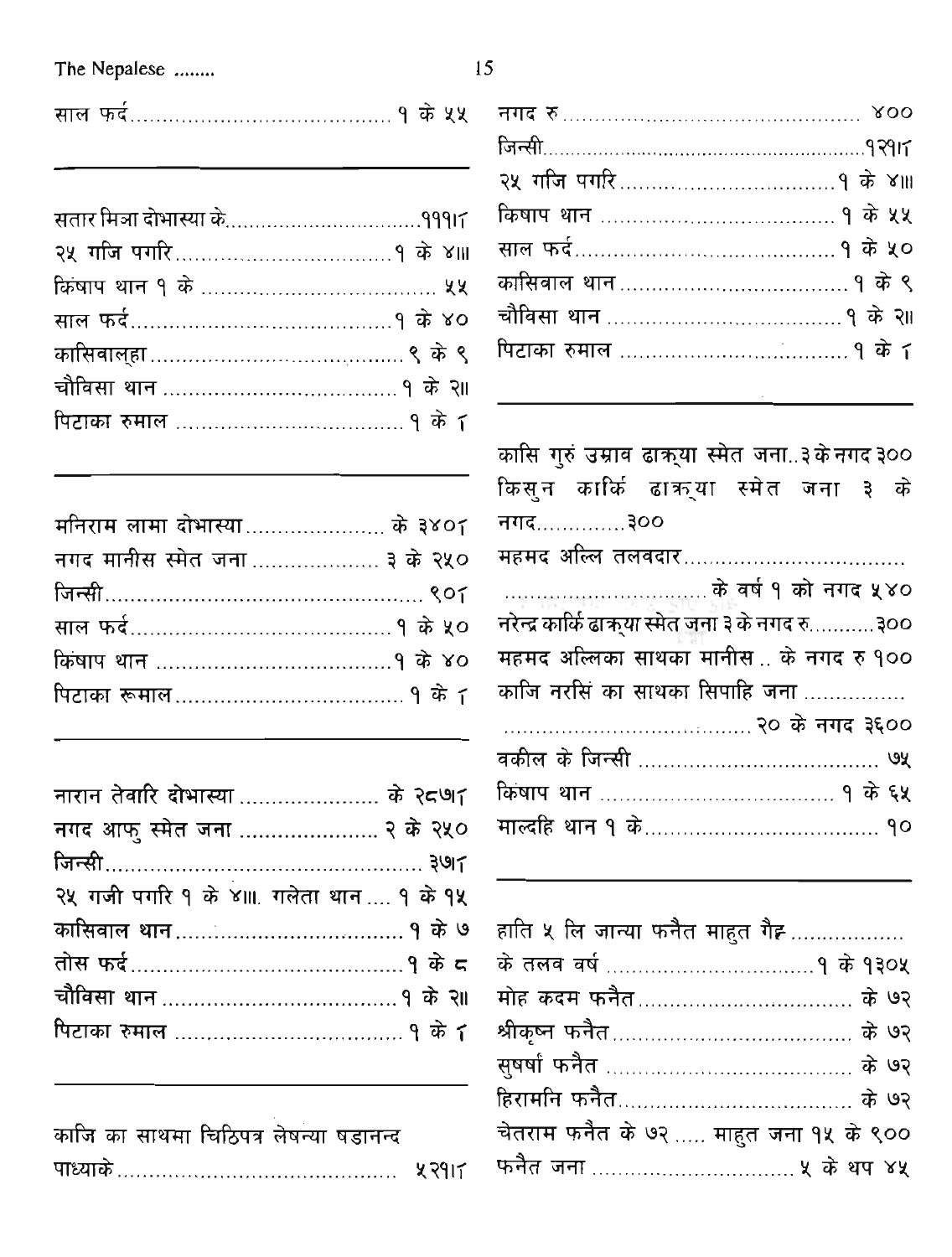साल फर्द........................................ १ के ५५

---

सतार मिश्रा दोभास्या के...............................१११।८

२५ गजि पगरि.................................१ के ४॥।

किंषाप थान १ के .................................... ५५

साल फर्द........................................१ के ४०

कासिवाल्हा....................................... ९ के ९

चौविसा थान ....................................१ के २॥

पिटाका रुमाल ...................................१ के ८

---

मनिराम लामा दोभास्या...................... के ३४०८

नगद मानीस स्मेत जना .................... ३ के २५०

जिन्सी.................................................. ९०८

साल फर्द........................................१ के ५०

किंषाप थान .....................................१ के ४०

पिटाका रूमाल...................................१ के ८

---

नारान तेवारि दोभास्या ...................... के २८७।८

नगद आफु स्मेत जना ...................... २ के २५०

जिन्सी.................................................. ३७।८

२५ गजी पगरि १ के ४॥।. गलेता थान.... १ के १५

कासिवाल थान...................................१ के ७

तोस फर्द..........................................१ के ८

चौविसा थान ....................................१ के २॥

पिटाका रुमाल ...................................१ के ८

---

काजि का साथमा चिठिपत्र लेषन्या षडानन्द पाध्याके............................................ ५२१।८

नगद रु.............................................. ४००

जिन्सी...................................................१२१।८

२५ गजि पगरि...............................१ के ४॥।

किषाप थान ...................................१ के ५५

साल फर्द.......................................१ के ५०

कासिवाल थान..................................१ के ९

चौविसा थान ...................................१ के २॥

पिटाका रुमाल ..................................१ के ८

---

कासि गुरुं उम्राव ढाक्र्या स्मेत जना..३ के नगद ३००

किसुन कार्कि ढाक्र्या स्मेत जना ३ के नगद.............३००

महमद अल्लि तलवदार..................................

................................के वर्ष १ को नगद ५४०

नरेन्द्र कार्कि ढाक्र्या स्मेत जना ३ के नगद रु...........३००

महमद अल्लिका साथका मानीस .. के नगद रु १००

काजि नरसिं का साथका सिपाहि जना ...............

.......................................२० के नगद ३६००

वकील के जिन्सी ......................................... ७५

किषाप थान ......................................१ के ६५

माल्दहि थान १ के.................................... १०

---

हाति ५ लि जान्या फनैत माहुत गैह्र ..................

के तलव वर्ष ...............................१ के १३०५

मोह कदम फनैत................................. के ७२

श्रीकृष्न फनैत...................................... के ७२

सुषर्षा फनैत ...................................... के ७२

हिरामनि फनैत.................................... के ७२

चेतराम फनैत के ७२ ..... माहुत जना १५ के ९००

फनैत जना ............................... ५ के थप ४५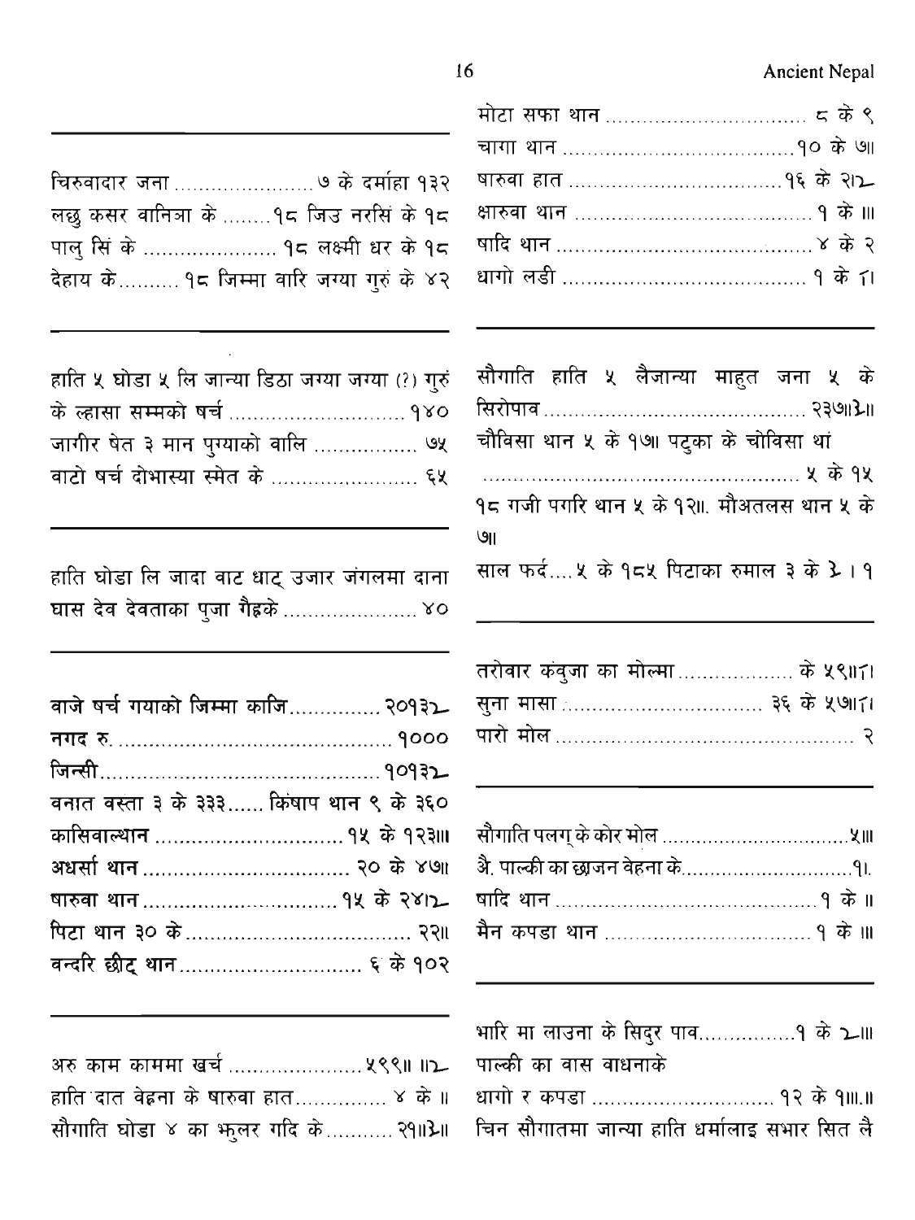चिरुवादार जना ...................... ७ के दर्माहा १३२
लछु कसर वानित्रा के ........१८ जिउ नरसिं के १८
पालु सिं के ...................... १८ लक्ष्मी धर के १८
देहाय के.......... १८ जिम्मा वारि जग्या गुरुं के ४२

---

हाति ५ घोडा ५ लि जान्या डिठा जग्या जग्या (?) गुरुं के ल्हासा सम्मको षर्च ............................ १४०
जागीर षेत ३ मान पुग्याको वालि ................ ७५
वाटो षर्च दोभास्या स्मेत के ........................ ६५

---

हाति घोडा लि जादा वाट धाट् उजार जंगलमा दाना घास देव देवताका पुजा गैह्रके ..................... ४०

---

वाजे षर्च गयाको जिम्मा काजि............... २०१३२
नगद रु. ............................................. १०००
जिन्सी............................................... १०१३२
वनात वस्ता ३ के ३३३...... किंषाप थान ९ के ३६०
कासिवाल्थान ............................... १५ के १२३॥।
अधर्सा थान .................................. २० के ४७॥
षारुवा थान ................................ १५ के २४।२
पिटा थान ३० के ..................................... २२॥
वन्दरि छीट् थान.............................. ६ के १०२

---

अरु काम काममा खर्च ...................... ५९९॥ ॥२
हाति दात वेह्रना के षारुवा हात.............. ४ के ॥
सौगाति घोडा ४ का झुलर गदि के........... २१॥३॥

मोटा सफा थान ................................ ८ के ९
चागा थान .....................................१० के ७॥
षारुवा हात ...................................१६ के २।२
क्षारुवा थान ....................................... १ के ॥।
षादि थान .......................................... ४ के २
धागो लडी ....................................... १ के ।।

---

सौगाति हाति ५ लैजान्या माहुत जना ५ के सिरोपाव ........................................... २३७॥३॥
चौविसा थान ५ के १७॥ पटुका के चोविसा थां
..................................................... ५ के १५
१८ गजी पगरि थान ५ के १२॥. मौअतलस थान ५ के ७॥
साल फर्द.... ५ के १८५ पिटाका रुमाल ३ के ३ । १

---

तरोवार कंवुजा का मोल्मा .................. के ५९॥।।
सुना मासा ................................. ३६ के ५७॥।।
पारो मोल ................................................. २

---

सौगाति पलग् के कोर मोल ................................५॥।
अै. पाल्की का छाजन वेहना के.............................१।.
षादि थान ..........................................१ के ॥
मैन कपडा थान ................................. १ के ॥।

---

भारि मा लाउना के सिदुर पाव................१ के २॥।
पाल्की का वास वाधनाके
धागो र कपडा ............................. १२ के १॥।.॥
चिन सौगातमा जान्या हाति धर्मालाइ सभार सित लै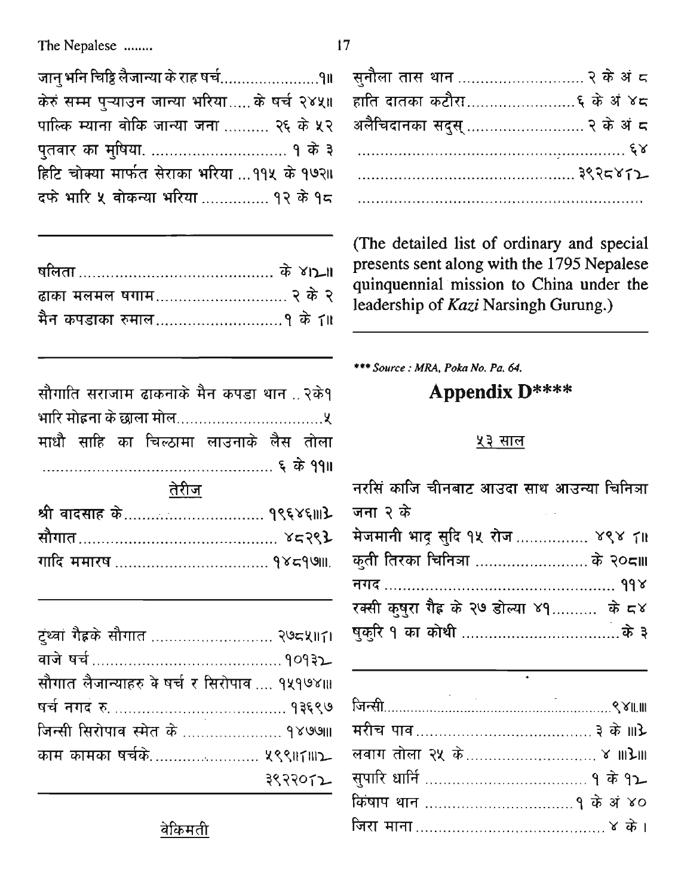जानु भनि चिट्ठि लैजान्या के राह षर्च......................१॥

केरुं सम्म पुऱ्याउन जान्या भरिया..... के षर्च २४५॥

पाल्कि म्याना वोकि जान्या जना .......... २६ के ५२

पुतवार का मुषिया. ............................... १ के ३

हिटि चोक्या मार्फत सेराका भरिया ... ११५ के १७२॥

दफे भारि ५ वोकन्या भरिया ............... १२ के १८

---

षलिता ............................................ के ४।२॥

ढाका मलमल षगाम.............................. २ के २

मैन कपडाका रुमाल............................१ के ।॥

---

सौगाति सराजाम ढाकनाके मैन कपडा थान .. २के१

भारि मोह्रना के छाला मोल................................५

माधौ साहि का चिल्ठामा लाउनाके लैस तोला
...................................................... ६ के ११॥

तेरीज

श्री वादसाह के................................ १९६४६॥३

सौगात............................................ ४८२९३

गादि ममारष .................................. १४८१७॥.

---

टुंध्वां गैह्रके सौगात .......................... २७८५॥।

वाजे षर्च.......................................... १०१३२

सौगात लैजान्याहरु के षर्च र सिरोपाव .... १५१७४॥

षर्च नगद रु. ...................................... १३६९७

जिन्सी सिरोपाव स्मेत के ...................... १४७७॥

काम कामका षर्चके........................ ५९९॥।॥२

३९२२०।२

वेकिमती

सुनौला तास थान ............................ २ के अं ८

हाति दातका कटौरा........................६ के अं ४८

अलैचिदानका सदुस् .......................... २ के अं ८

.................................................................. ६४

................................................... ३९२८४।२

(The detailed list of ordinary and special presents sent along with the 1795 Nepalese quinquennial mission to China under the leadership of *Kazi* Narsingh Gurung.)

---

*** *Source : MRA, Poka No. Pa. 64.*

## Appendix D****

५३ साल

नरसिं काजि चीनबाट आउदा साथ आउन्या चिनित्रा जना २ के

मेजमानी भाद्र सुदि १५ रोज ............... ४९४ ।॥

कुती तिरका चिनित्रा ........................ के २०८॥

नगद .................................................. ११४

रक्सी कुषुरा गैह्र के २७ डोल्या ४१......... के ८४

षुकुरि १ का कोथी ...................................के ३

---

जिन्सी.......................................................९४॥.॥

मरीच पाव....................................... ३ के ॥३

लवाग तोला २५ के............................ ४ ॥३॥

सुपारि धार्नि .................................... १ के १२

किंषाप थान .................................. १ के अं ४०

जिरा माना........................................... ४ के ।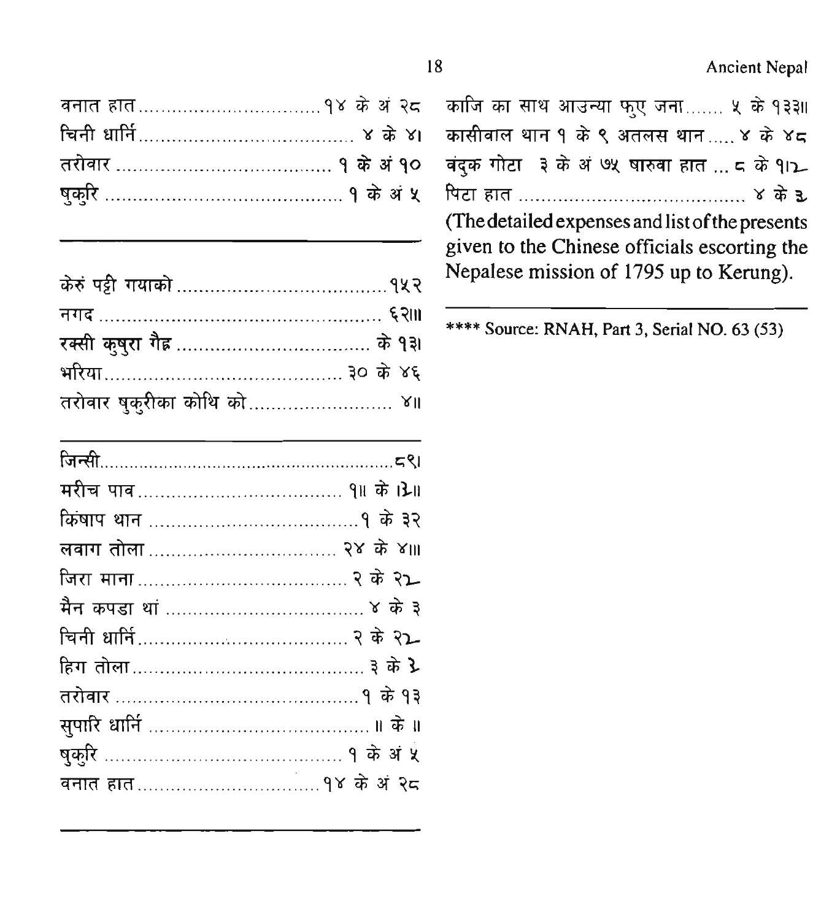वनात हात................................१४ के अं २८
चिनी धार्नि...................................... ४ के ४।
तरोवार ........................................ १ के अं १०
षुकुरि ............................................ १ के अं ५

---

केरुं पट्टी गयाको .....................................१५२
नगद ..................................................... ६२॥
रक्सी कुषुरा गैह्र .................................. के १३।
भरिया.......................................... ३० के ४६
तरोवार षुकुरीका कोथि को......................... ४॥

---

जिन्सी...............................................................८९।
मरीच पाव..................................... १॥ के ।३॥
किंषाप थान .......................................१ के ३२
लवाग तोला .................................. २४ के ४॥
जिरा माना....................................... २ के २२
मैन कपडा थां .................................... ४ के ३
चिनी धार्नि...................................... २ के २२
हिग तोला.......................................... ३ के ३
तरोवार ............................................१ के १३
सुपारि धार्नि ........................................ ॥ के ॥
षुकुरि ............................................ १ के अं ५
वनात हात................................१४ के अं २८

---

काजि का साथ आउन्या फुए जना....... ५ के १३३॥
कासीवाल थान १ के ९ अतलस थान..... ४ के ४८
वंदुक गोटा ३ के अं ७५ षारुवा हात ... ८ के १।२
पिटा हात .......................................... ४ के ३

(The detailed expenses and list of the presents given to the Chinese officials escorting the Nepalese mission of 1795 up to Kerung).

---

**** Source: RNAH, Part 3, Serial NO. 63 (53)